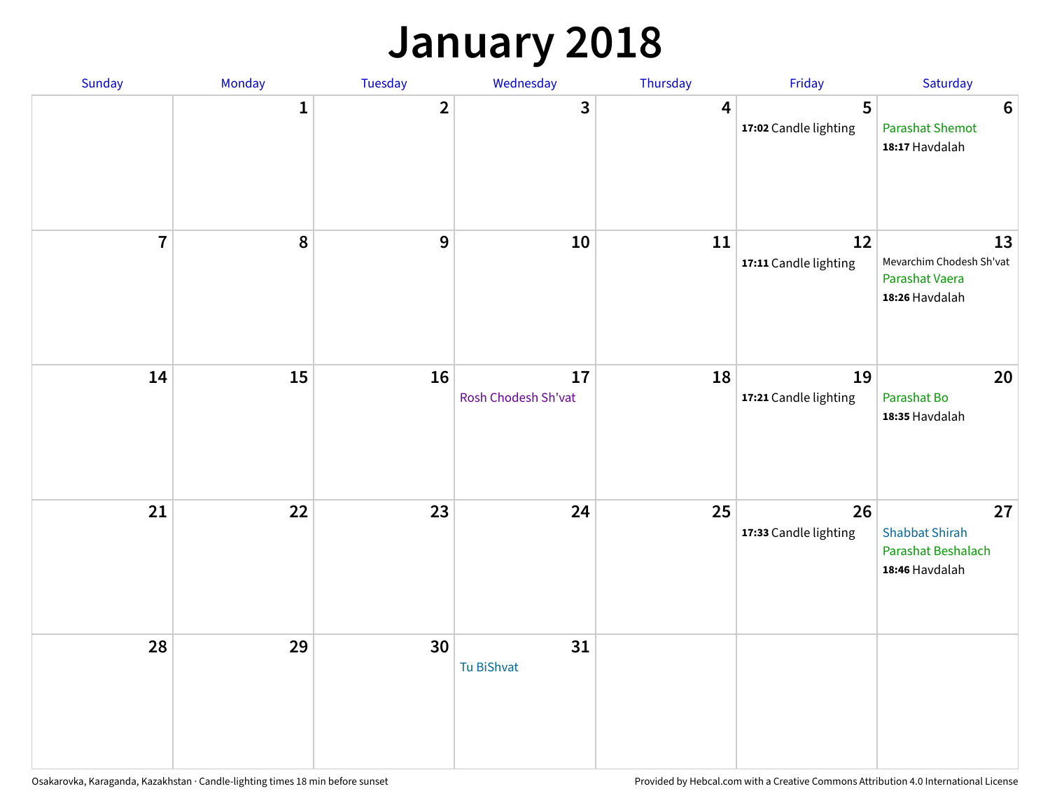# January 2018

| Sunday | Monday | Tuesday | Wednesday | Thursday | Friday | Saturday |
|---|---|---|---|---|---|---|
| | 1 | 2 | 3 | 4 | 5<br>**17:02** Candle lighting | 6<br>Parashat Shemot<br>**18:17** Havdalah |
| 7 | 8 | 9 | 10 | 11 | 12<br>**17:11** Candle lighting | 13<br>Mevarchim Chodesh Sh'vat<br>Parashat Vaera<br>**18:26** Havdalah |
| 14 | 15 | 16 | 17<br>Rosh Chodesh Sh'vat | 18 | 19<br>**17:21** Candle lighting | 20<br>Parashat Bo<br>**18:35** Havdalah |
| 21 | 22 | 23 | 24 | 25 | 26<br>**17:33** Candle lighting | 27<br>Shabbat Shirah<br>Parashat Beshalach<br>**18:46** Havdalah |
| 28 | 29 | 30 | 31<br>Tu BiShvat | | | |

Osakarovka, Karaganda, Kazakhstan · Candle-lighting times 18 min before sunset

Provided by Hebcal.com with a Creative Commons Attribution 4.0 International License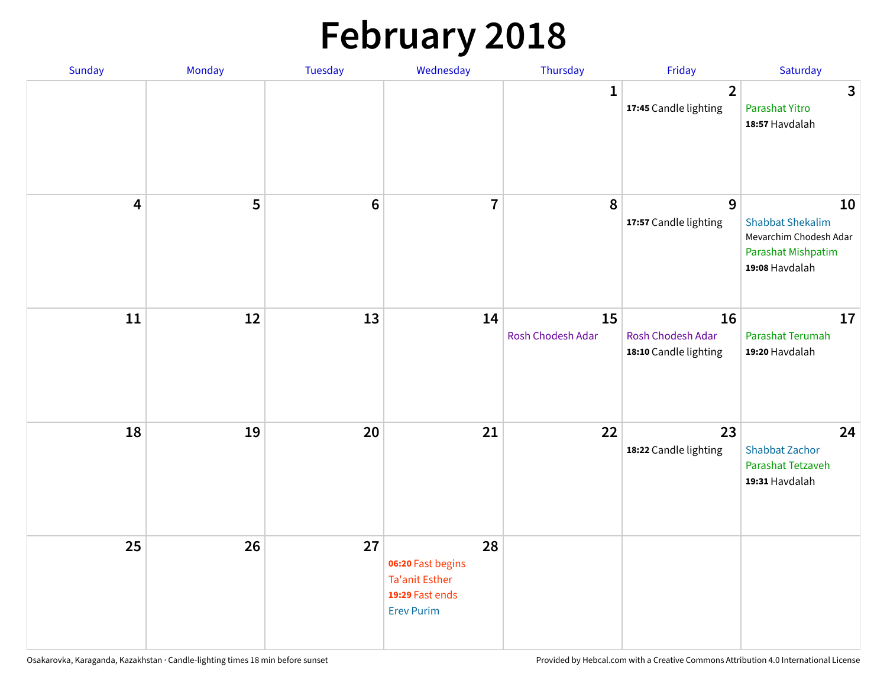# February 2018

| Sunday | Monday | Tuesday | Wednesday | Thursday | Friday | Saturday |
|---|---|---|---|---|---|---|
| | | | | 1 | 2<br>**17:45** Candle lighting | 3<br>Parashat Yitro<br>**18:57** Havdalah |
| 4 | 5 | 6 | 7 | 8 | 9<br>**17:57** Candle lighting | 10<br>Shabbat Shekalim<br>Mevarchim Chodesh Adar<br>Parashat Mishpatim<br>**19:08** Havdalah |
| 11 | 12 | 13 | 14 | 15<br>Rosh Chodesh Adar | 16<br>Rosh Chodesh Adar<br>**18:10** Candle lighting | 17<br>Parashat Terumah<br>**19:20** Havdalah |
| 18 | 19 | 20 | 21 | 22 | 23<br>**18:22** Candle lighting | 24<br>Shabbat Zachor<br>Parashat Tetzaveh<br>**19:31** Havdalah |
| 25 | 26 | 27 | 28<br>**06:20** Fast begins<br>Ta'anit Esther<br>**19:29** Fast ends<br>Erev Purim | | | |

Osakarovka, Karaganda, Kazakhstan · Candle-lighting times 18 min before sunset

Provided by Hebcal.com with a Creative Commons Attribution 4.0 International License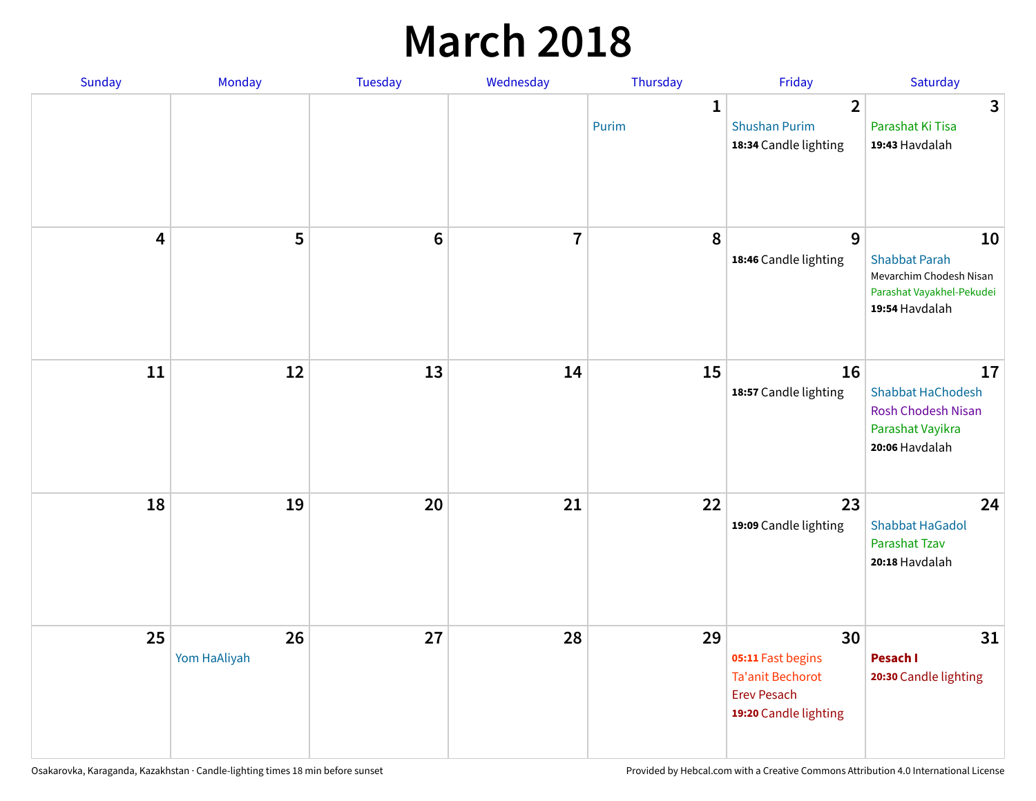# March 2018

| Sunday | Monday | Tuesday | Wednesday | Thursday | Friday | Saturday |
|---|---|---|---|---|---|---|
| | | | | 1<br>Purim | 2<br>Shushan Purim<br>**18:34** Candle lighting | 3<br>Parashat Ki Tisa<br>**19:43** Havdalah |
| 4 | 5 | 6 | 7 | 8 | 9<br>**18:46** Candle lighting | 10<br>Shabbat Parah<br>Mevarchim Chodesh Nisan<br>Parashat Vayakhel-Pekudei<br>**19:54** Havdalah |
| 11 | 12 | 13 | 14 | 15 | 16<br>**18:57** Candle lighting | 17<br>Shabbat HaChodesh<br>Rosh Chodesh Nisan<br>Parashat Vayikra<br>**20:06** Havdalah |
| 18 | 19 | 20 | 21 | 22 | 23<br>**19:09** Candle lighting | 24<br>Shabbat HaGadol<br>Parashat Tzav<br>**20:18** Havdalah |
| 25 | 26<br>Yom HaAliyah | 27 | 28 | 29 | 30<br>**05:11** Fast begins<br>Ta'anit Bechorot<br>Erev Pesach<br>**19:20** Candle lighting | 31<br>**Pesach I**<br>**20:30** Candle lighting |

Osakarovka, Karaganda, Kazakhstan · Candle-lighting times 18 min before sunset

Provided by Hebcal.com with a Creative Commons Attribution 4.0 International License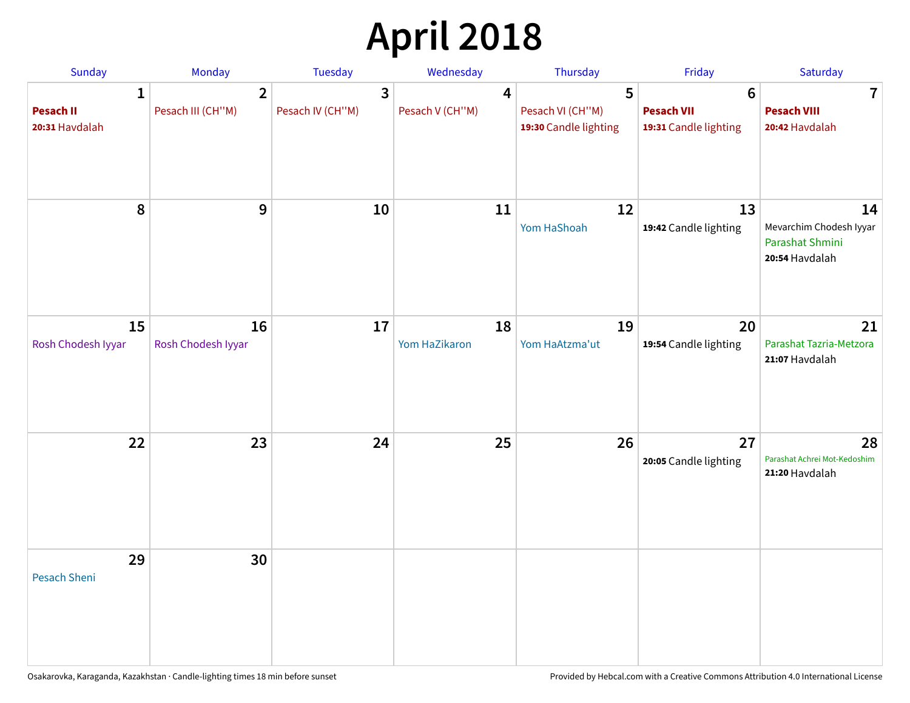# April 2018

| Sunday | Monday | Tuesday | Wednesday | Thursday | Friday | Saturday |
|---|---|---|---|---|---|---|
| **1**<br>**Pesach II**<br>**20:31** Havdalah | **2**<br>Pesach III (CH''M) | **3**<br>Pesach IV (CH''M) | **4**<br>Pesach V (CH''M) | **5**<br>Pesach VI (CH''M)<br>**19:30** Candle lighting | **6**<br>**Pesach VII**<br>**19:31** Candle lighting | **7**<br>**Pesach VIII**<br>**20:42** Havdalah |
| **8** | **9** | **10** | **11** | **12**<br>Yom HaShoah | **13**<br>**19:42** Candle lighting | **14**<br>Mevarchim Chodesh Iyyar<br>Parashat Shmini<br>**20:54** Havdalah |
| **15**<br>Rosh Chodesh Iyyar | **16**<br>Rosh Chodesh Iyyar | **17** | **18**<br>Yom HaZikaron | **19**<br>Yom HaAtzma'ut | **20**<br>**19:54** Candle lighting | **21**<br>Parashat Tazria-Metzora<br>**21:07** Havdalah |
| **22** | **23** | **24** | **25** | **26** | **27**<br>**20:05** Candle lighting | **28**<br>Parashat Achrei Mot-Kedoshim<br>**21:20** Havdalah |
| **29**<br>Pesach Sheni | **30** | | | | | |

Osakarovka, Karaganda, Kazakhstan · Candle-lighting times 18 min before sunset

Provided by Hebcal.com with a Creative Commons Attribution 4.0 International License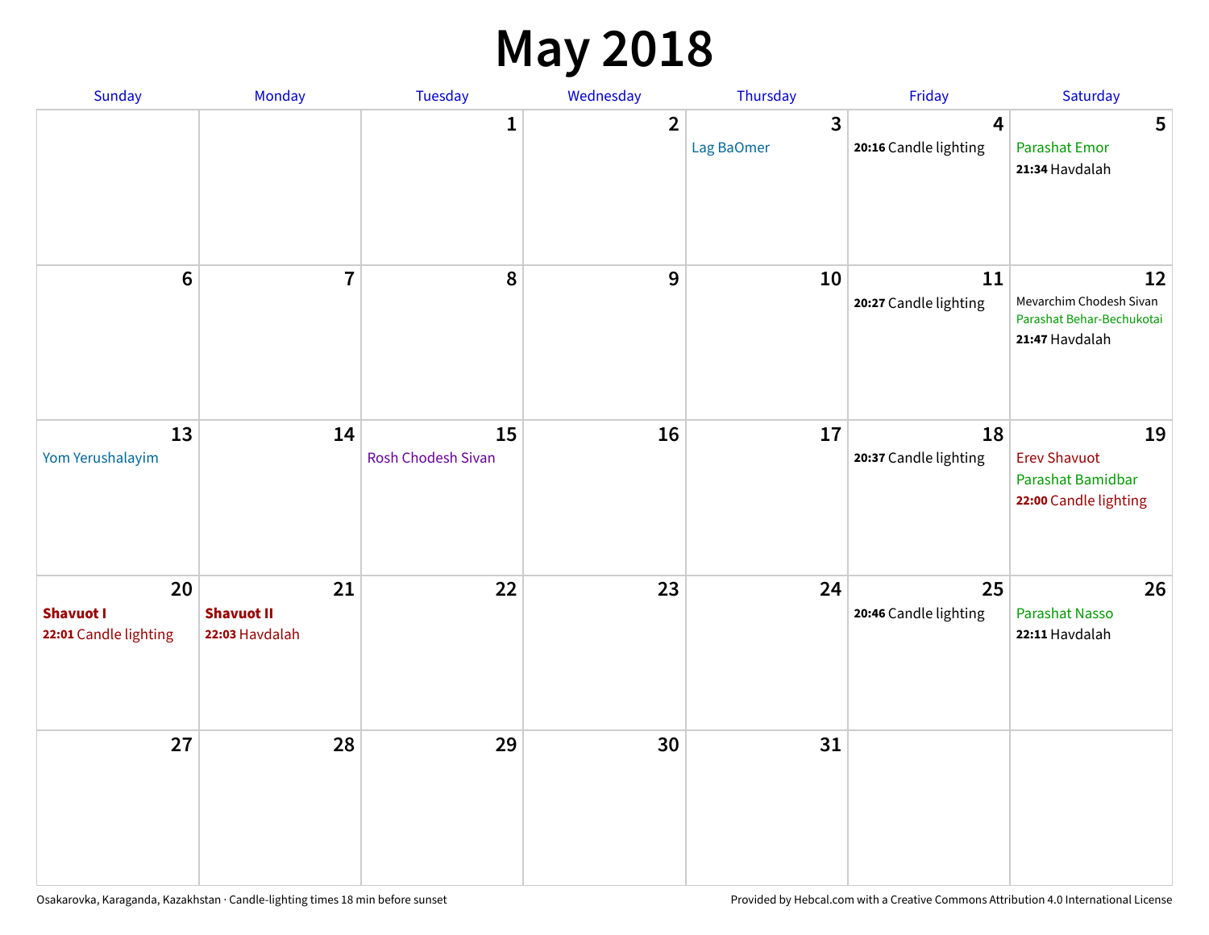# May 2018

| Sunday | Monday | Tuesday | Wednesday | Thursday | Friday | Saturday |
|---|---|---|---|---|---|---|
| | | 1 | 2 | 3<br>Lag BaOmer | 4<br>**20:16** Candle lighting | 5<br>Parashat Emor<br>**21:34** Havdalah |
| 6 | 7 | 8 | 9 | 10 | 11<br>**20:27** Candle lighting | 12<br>Mevarchim Chodesh Sivan<br>Parashat Behar-Bechukotai<br>**21:47** Havdalah |
| 13<br>Yom Yerushalayim | 14 | 15<br>Rosh Chodesh Sivan | 16 | 17 | 18<br>**20:37** Candle lighting | 19<br>Erev Shavuot<br>Parashat Bamidbar<br>**22:00** Candle lighting |
| 20<br>**Shavuot I**<br>**22:01** Candle lighting | 21<br>**Shavuot II**<br>**22:03** Havdalah | 22 | 23 | 24 | 25<br>**20:46** Candle lighting | 26<br>Parashat Nasso<br>**22:11** Havdalah |
| 27 | 28 | 29 | 30 | 31 | | |

Osakarovka, Karaganda, Kazakhstan · Candle-lighting times 18 min before sunset

Provided by Hebcal.com with a Creative Commons Attribution 4.0 International License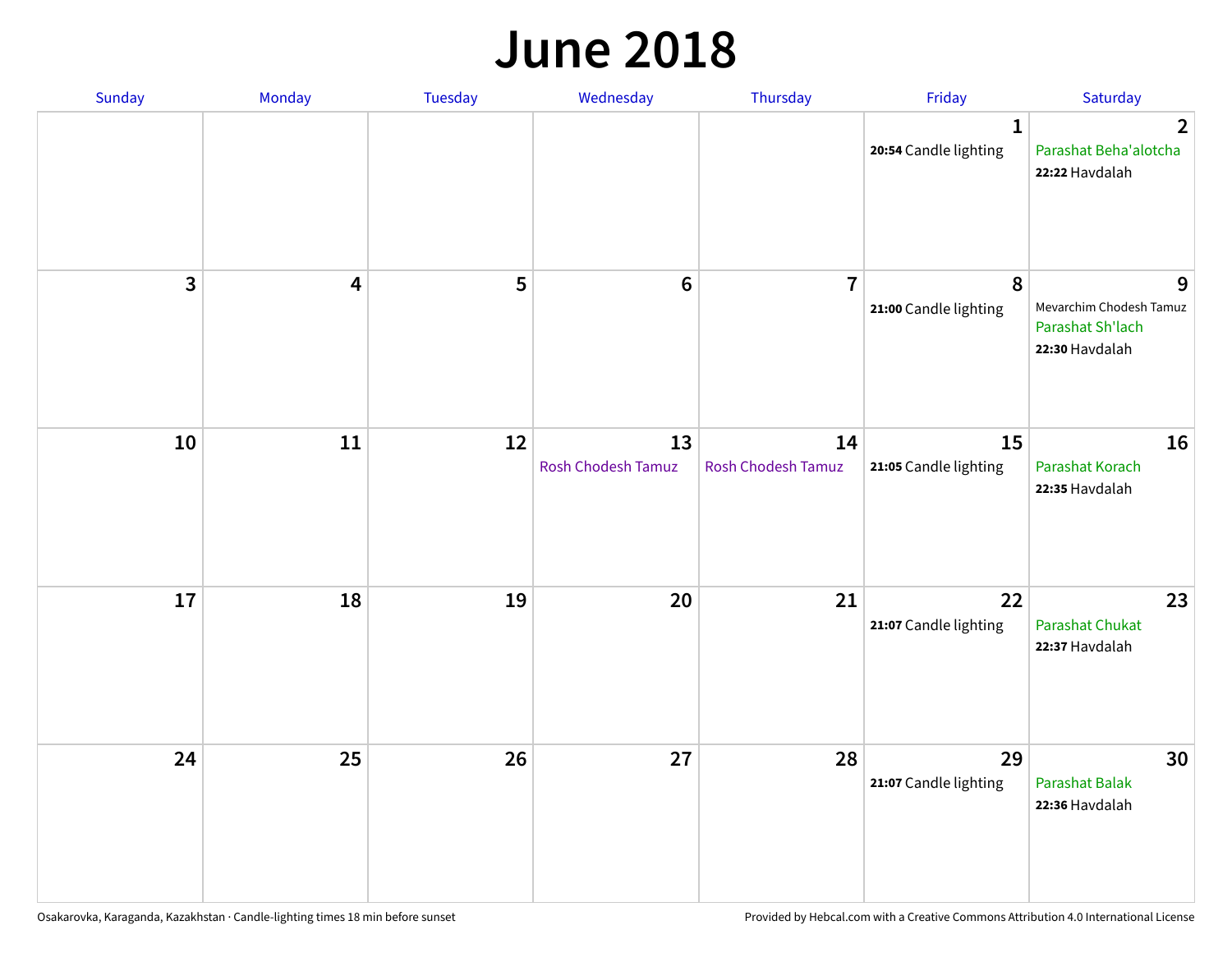# June 2018

| Sunday | Monday | Tuesday | Wednesday | Thursday | Friday | Saturday |
|---|---|---|---|---|---|---|
| | | | | | 1 **20:54** Candle lighting | 2 Parashat Beha'alotcha **22:22** Havdalah |
| 3 | 4 | 5 | 6 | 7 | 8 **21:00** Candle lighting | 9 Mevarchim Chodesh Tamuz Parashat Sh'lach **22:30** Havdalah |
| 10 | 11 | 12 | 13 Rosh Chodesh Tamuz | 14 Rosh Chodesh Tamuz | 15 **21:05** Candle lighting | 16 Parashat Korach **22:35** Havdalah |
| 17 | 18 | 19 | 20 | 21 | 22 **21:07** Candle lighting | 23 Parashat Chukat **22:37** Havdalah |
| 24 | 25 | 26 | 27 | 28 | 29 **21:07** Candle lighting | 30 Parashat Balak **22:36** Havdalah |

Osakarovka, Karaganda, Kazakhstan · Candle-lighting times 18 min before sunset

Provided by Hebcal.com with a Creative Commons Attribution 4.0 International License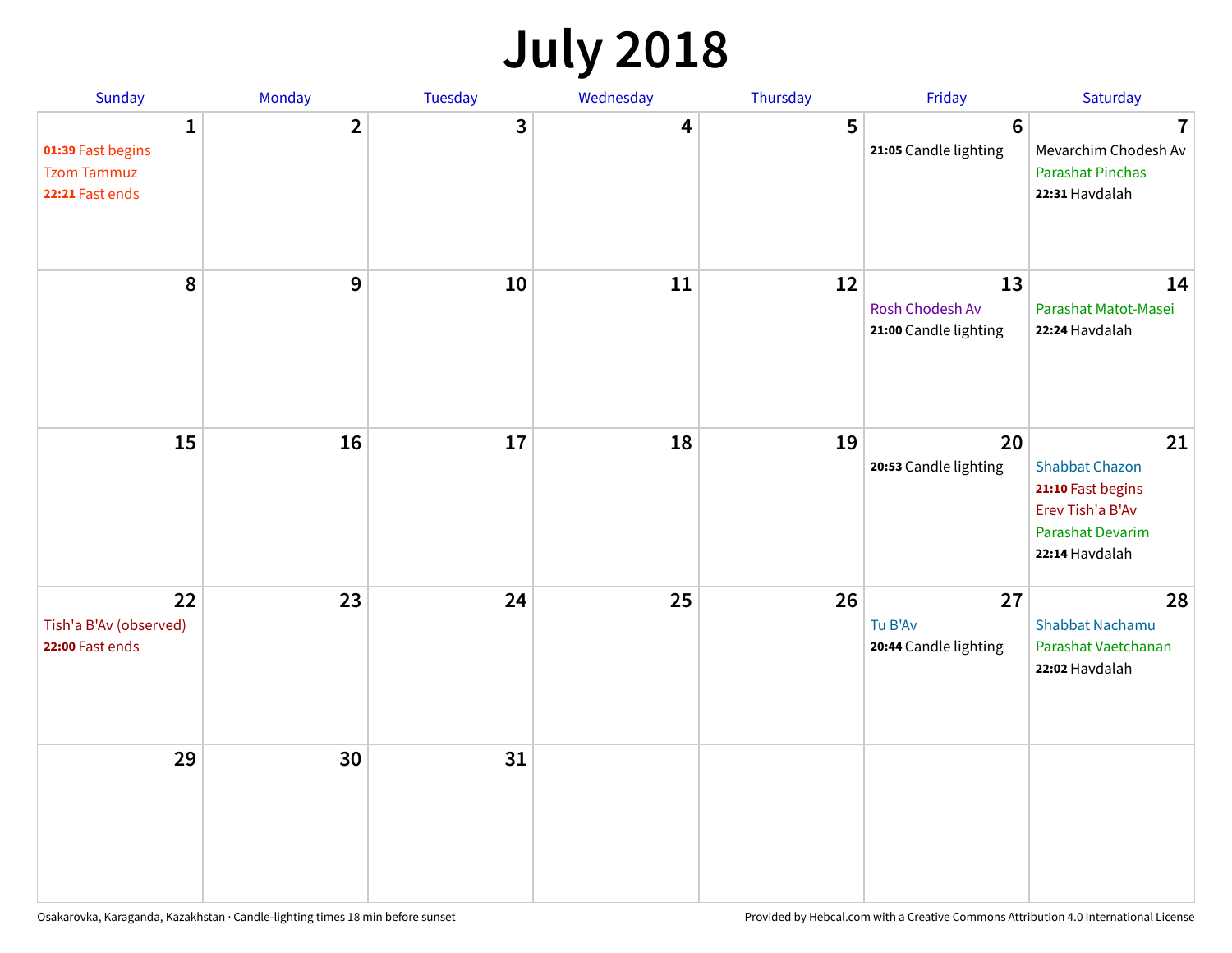# July 2018

| Sunday | Monday | Tuesday | Wednesday | Thursday | Friday | Saturday |
|---|---|---|---|---|---|---|
| **1**<br>**01:39** Fast begins<br>Tzom Tammuz<br>**22:21** Fast ends | **2** | **3** | **4** | **5** | **6**<br>**21:05** Candle lighting | **7**<br>Mevarchim Chodesh Av<br>Parashat Pinchas<br>**22:31** Havdalah |
| **8** | **9** | **10** | **11** | **12** | **13**<br>Rosh Chodesh Av<br>**21:00** Candle lighting | **14**<br>Parashat Matot-Masei<br>**22:24** Havdalah |
| **15** | **16** | **17** | **18** | **19** | **20**<br>**20:53** Candle lighting | **21**<br>Shabbat Chazon<br>**21:10** Fast begins<br>Erev Tish'a B'Av<br>Parashat Devarim<br>**22:14** Havdalah |
| **22**<br>Tish'a B'Av (observed)<br>**22:00** Fast ends | **23** | **24** | **25** | **26** | **27**<br>Tu B'Av<br>**20:44** Candle lighting | **28**<br>Shabbat Nachamu<br>Parashat Vaetchanan<br>**22:02** Havdalah |
| **29** | **30** | **31** | | | | |

Osakarovka, Karaganda, Kazakhstan · Candle-lighting times 18 min before sunset

Provided by Hebcal.com with a Creative Commons Attribution 4.0 International License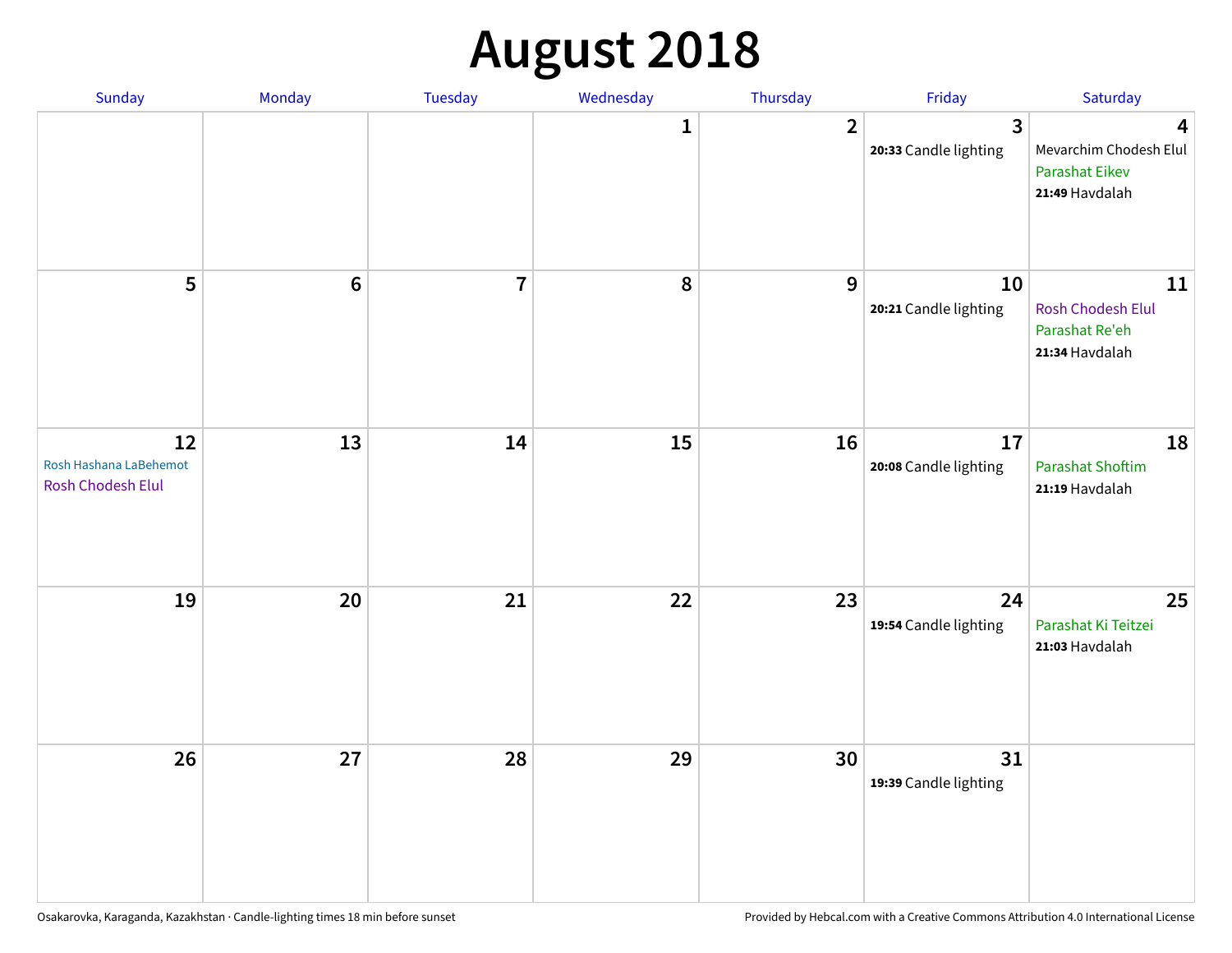# August 2018

| Sunday | Monday | Tuesday | Wednesday | Thursday | Friday | Saturday |
|---|---|---|---|---|---|---|
| | | | 1 | 2 | 3<br>**20:33** Candle lighting | 4<br>Mevarchim Chodesh Elul<br>Parashat Eikev<br>**21:49** Havdalah |
| 5 | 6 | 7 | 8 | 9 | 10<br>**20:21** Candle lighting | 11<br>Rosh Chodesh Elul<br>Parashat Re'eh<br>**21:34** Havdalah |
| 12<br>Rosh Hashana LaBehemot<br>Rosh Chodesh Elul | 13 | 14 | 15 | 16 | 17<br>**20:08** Candle lighting | 18<br>Parashat Shoftim<br>**21:19** Havdalah |
| 19 | 20 | 21 | 22 | 23 | 24<br>**19:54** Candle lighting | 25<br>Parashat Ki Teitzei<br>**21:03** Havdalah |
| 26 | 27 | 28 | 29 | 30 | 31<br>**19:39** Candle lighting | |

Osakarovka, Karaganda, Kazakhstan · Candle-lighting times 18 min before sunset

Provided by Hebcal.com with a Creative Commons Attribution 4.0 International License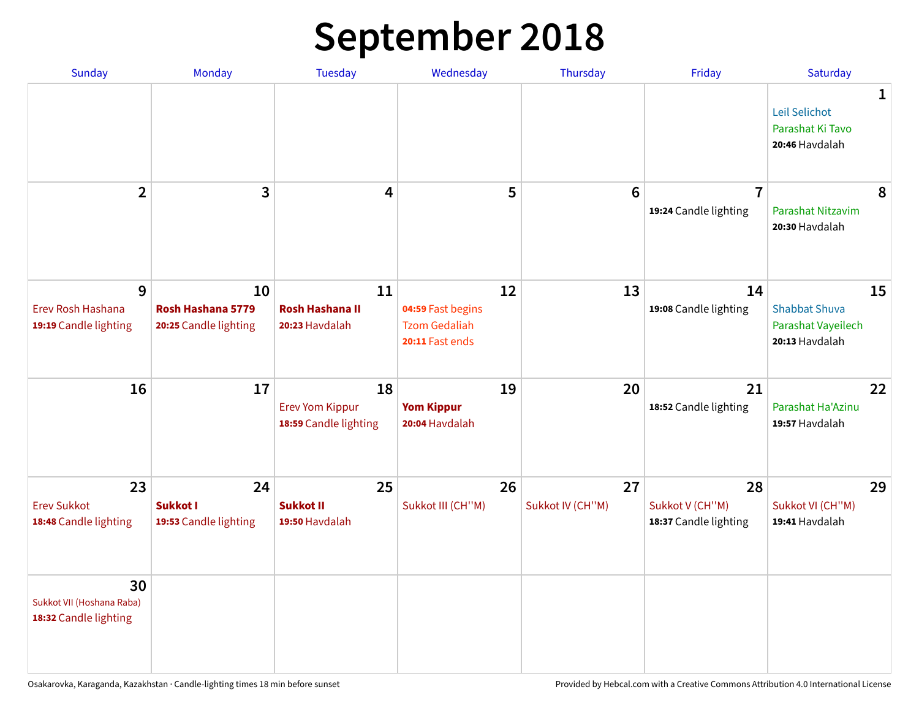# September 2018

| Sunday | Monday | Tuesday | Wednesday | Thursday | Friday | Saturday |
|---|---|---|---|---|---|---|
| | | | | | | **1** Leil Selichot Parashat Ki Tavo **20:46** Havdalah |
| **2** | **3** | **4** | **5** | **6** | **7** **19:24** Candle lighting | **8** Parashat Nitzavim **20:30** Havdalah |
| **9** Erev Rosh Hashana **19:19** Candle lighting | **10** **Rosh Hashana 5779** **20:25** Candle lighting | **11** **Rosh Hashana II** **20:23** Havdalah | **12** **04:59** Fast begins Tzom Gedaliah **20:11** Fast ends | **13** | **14** **19:08** Candle lighting | **15** Shabbat Shuva Parashat Vayeilech **20:13** Havdalah |
| **16** | **17** | **18** Erev Yom Kippur **18:59** Candle lighting | **19** **Yom Kippur** **20:04** Havdalah | **20** | **21** **18:52** Candle lighting | **22** Parashat Ha'Azinu **19:57** Havdalah |
| **23** Erev Sukkot **18:48** Candle lighting | **24** **Sukkot I** **19:53** Candle lighting | **25** **Sukkot II** **19:50** Havdalah | **26** Sukkot III (CH''M) | **27** Sukkot IV (CH''M) | **28** Sukkot V (CH''M) **18:37** Candle lighting | **29** Sukkot VI (CH''M) **19:41** Havdalah |
| **30** Sukkot VII (Hoshana Raba) **18:32** Candle lighting | | | | | | |

Osakarovka, Karaganda, Kazakhstan · Candle-lighting times 18 min before sunset

Provided by Hebcal.com with a Creative Commons Attribution 4.0 International License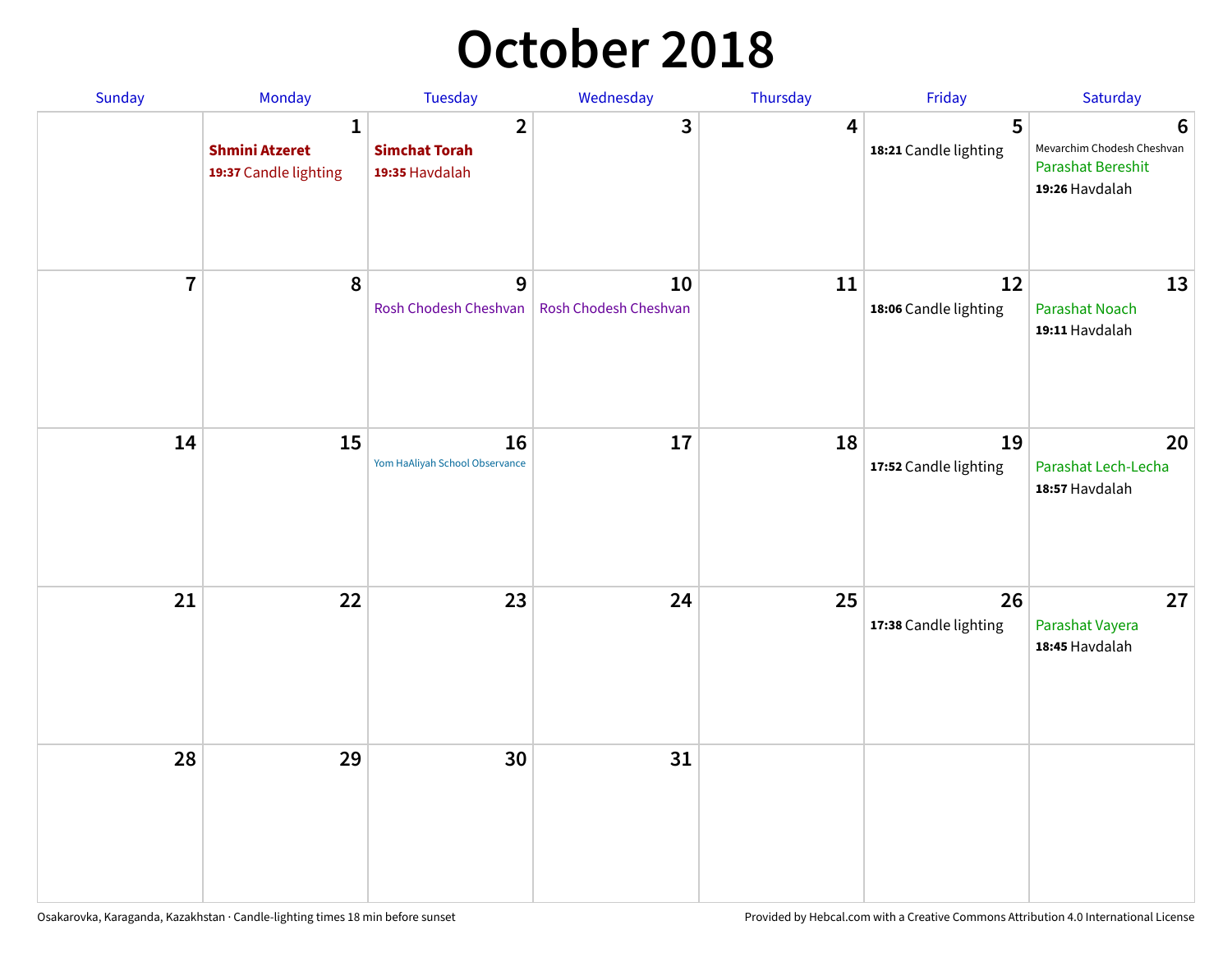# October 2018

| Sunday | Monday | Tuesday | Wednesday | Thursday | Friday | Saturday |
|---|---|---|---|---|---|---|
| | 1<br>**Shmini Atzeret**<br>**19:37** Candle lighting | 2<br>**Simchat Torah**<br>**19:35** Havdalah | 3 | 4 | 5<br>**18:21** Candle lighting | 6<br>Mevarchim Chodesh Cheshvan<br>Parashat Bereshit<br>**19:26** Havdalah |
| 7 | 8 | 9<br>Rosh Chodesh Cheshvan | 10<br>Rosh Chodesh Cheshvan | 11 | 12<br>**18:06** Candle lighting | 13<br>Parashat Noach<br>**19:11** Havdalah |
| 14 | 15 | 16<br>Yom HaAliyah School Observance | 17 | 18 | 19<br>**17:52** Candle lighting | 20<br>Parashat Lech-Lecha<br>**18:57** Havdalah |
| 21 | 22 | 23 | 24 | 25 | 26<br>**17:38** Candle lighting | 27<br>Parashat Vayera<br>**18:45** Havdalah |
| 28 | 29 | 30 | 31 | | | |

Osakarovka, Karaganda, Kazakhstan · Candle-lighting times 18 min before sunset

Provided by Hebcal.com with a Creative Commons Attribution 4.0 International License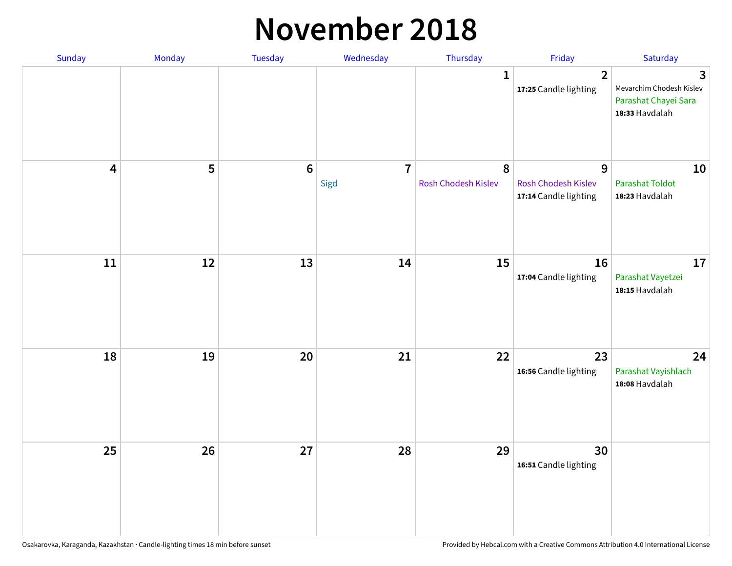# November 2018

| Sunday | Monday | Tuesday | Wednesday | Thursday | Friday | Saturday |
|---|---|---|---|---|---|---|
| | | | | 1 | 2<br>**17:25** Candle lighting | 3<br>Mevarchim Chodesh Kislev<br>Parashat Chayei Sara<br>**18:33** Havdalah |
| 4 | 5 | 6 | 7<br>Sigd | 8<br>Rosh Chodesh Kislev | 9<br>Rosh Chodesh Kislev<br>**17:14** Candle lighting | 10<br>Parashat Toldot<br>**18:23** Havdalah |
| 11 | 12 | 13 | 14 | 15 | 16<br>**17:04** Candle lighting | 17<br>Parashat Vayetzei<br>**18:15** Havdalah |
| 18 | 19 | 20 | 21 | 22 | 23<br>**16:56** Candle lighting | 24<br>Parashat Vayishlach<br>**18:08** Havdalah |
| 25 | 26 | 27 | 28 | 29 | 30<br>**16:51** Candle lighting | |

Osakarovka, Karaganda, Kazakhstan · Candle-lighting times 18 min before sunset

Provided by Hebcal.com with a Creative Commons Attribution 4.0 International License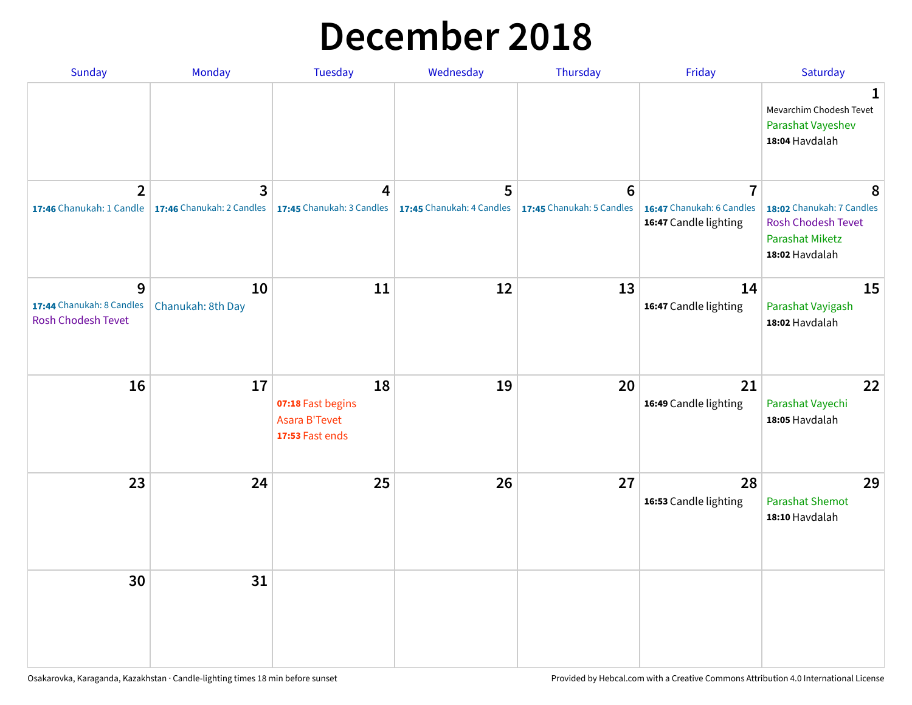# December 2018

| Sunday | Monday | Tuesday | Wednesday | Thursday | Friday | Saturday |
|---|---|---|---|---|---|---|
| | | | | | | **1** Mevarchim Chodesh Tevet Parashat Vayeshev **18:04** Havdalah |
| **2** **17:46** Chanukah: 1 Candle | **3** **17:46** Chanukah: 2 Candles | **4** **17:45** Chanukah: 3 Candles | **5** **17:45** Chanukah: 4 Candles | **6** **17:45** Chanukah: 5 Candles | **7** **16:47** Chanukah: 6 Candles **16:47** Candle lighting | **8** **18:02** Chanukah: 7 Candles Rosh Chodesh Tevet Parashat Miketz **18:02** Havdalah |
| **9** **17:44** Chanukah: 8 Candles Rosh Chodesh Tevet | **10** Chanukah: 8th Day | **11** | **12** | **13** | **14** **16:47** Candle lighting | **15** Parashat Vayigash **18:02** Havdalah |
| **16** | **17** | **18** **07:18** Fast begins Asara B'Tevet **17:53** Fast ends | **19** | **20** | **21** **16:49** Candle lighting | **22** Parashat Vayechi **18:05** Havdalah |
| **23** | **24** | **25** | **26** | **27** | **28** **16:53** Candle lighting | **29** Parashat Shemot **18:10** Havdalah |
| **30** | **31** | | | | | |

Osakarovka, Karaganda, Kazakhstan · Candle-lighting times 18 min before sunset

Provided by Hebcal.com with a Creative Commons Attribution 4.0 International License